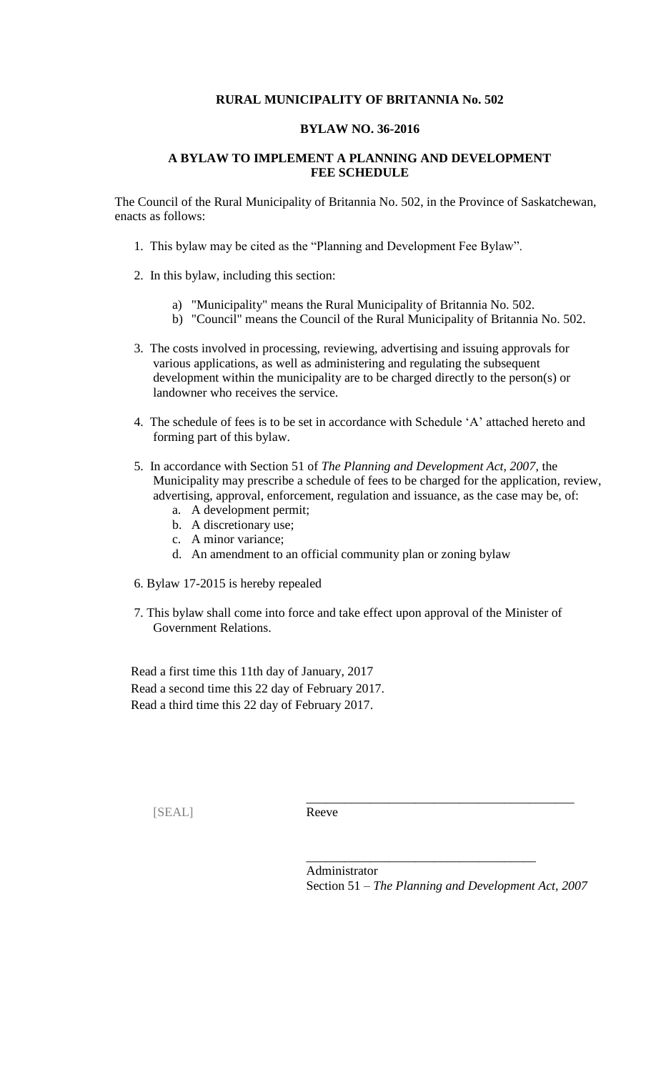**RURAL MUNICIPALITY OF BRITANNIA No. 502**

**BYLAW NO. 36-2016**

**A BYLAW TO IMPLEMENT A PLANNING AND DEVELOPMENT FEE SCHEDULE**

The Council of the Rural Municipality of Britannia No. 502, in the Province of Saskatchewan, enacts as follows:

1. This bylaw may be cited as the "Planning and Development Fee Bylaw".

2. In this bylaw, including this section:

   a) "Municipality" means the Rural Municipality of Britannia No. 502.
   b) "Council" means the Council of the Rural Municipality of Britannia No. 502.

3. The costs involved in processing, reviewing, advertising and issuing approvals for various applications, as well as administering and regulating the subsequent development within the municipality are to be charged directly to the person(s) or landowner who receives the service.

4. The schedule of fees is to be set in accordance with Schedule 'A' attached hereto and forming part of this bylaw.

5. In accordance with Section 51 of *The Planning and Development Act, 2007*, the Municipality may prescribe a schedule of fees to be charged for the application, review, advertising, approval, enforcement, regulation and issuance, as the case may be, of:
   a. A development permit;
   b. A discretionary use;
   c. A minor variance;
   d. An amendment to an official community plan or zoning bylaw

6. Bylaw 17-2015 is hereby repealed

7. This bylaw shall come into force and take effect upon approval of the Minister of Government Relations.

Read a first time this 11th day of January, 2017
Read a second time this 22 day of February 2017.
Read a third time this 22 day of February 2017.

[SEAL]

\_\_\_\_\_\_\_\_\_\_\_\_\_\_\_\_\_\_\_\_\_\_\_\_\_\_\_\_\_\_\_\_\_\_\_\_\_\_\_\_\_\_
Reeve

\_\_\_\_\_\_\_\_\_\_\_\_\_\_\_\_\_\_\_\_\_\_\_\_\_\_\_\_\_\_\_\_\_\_\_\_
Administrator
Section 51 – *The Planning and Development Act, 2007*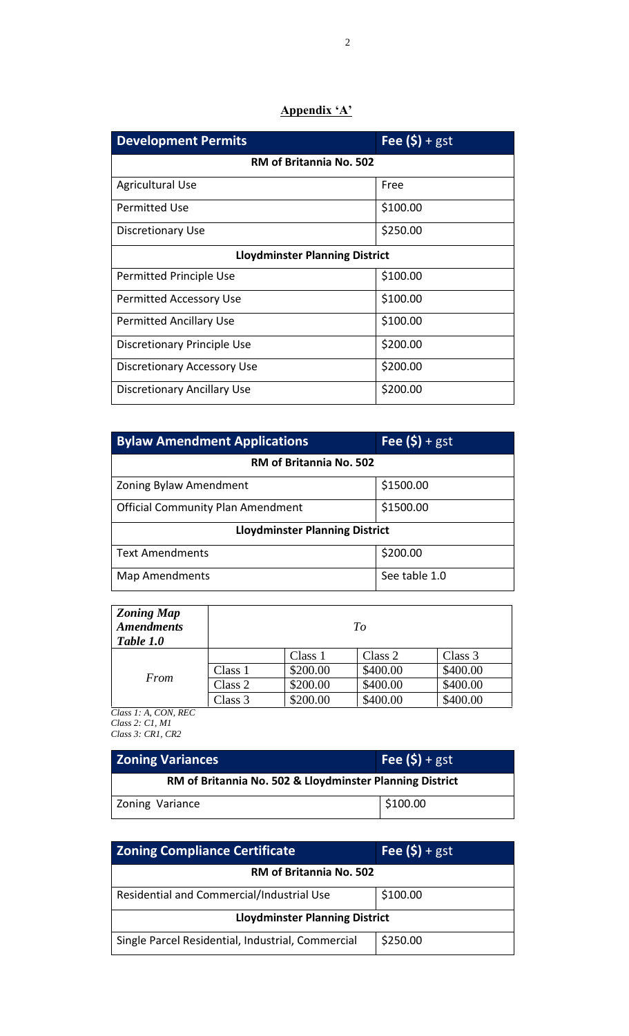**Appendix 'A'**

| **Development Permits** | **Fee ($)** + gst |
|---|---|
| **RM of Britannia No. 502** | |
| Agricultural Use | Free |
| Permitted Use | $100.00 |
| Discretionary Use | $250.00 |
| **Lloydminster Planning District** | |
| Permitted Principle Use | $100.00 |
| Permitted Accessory Use | $100.00 |
| Permitted Ancillary Use | $100.00 |
| Discretionary Principle Use | $200.00 |
| Discretionary Accessory Use | $200.00 |
| Discretionary Ancillary Use | $200.00 |

| **Bylaw Amendment Applications** | **Fee ($)** + gst |
|---|---|
| **RM of Britannia No. 502** | |
| Zoning Bylaw Amendment | $1500.00 |
| Official Community Plan Amendment | $1500.00 |
| **Lloydminster Planning District** | |
| Text Amendments | $200.00 |
| Map Amendments | See table 1.0 |

| ***Zoning Map Amendments Table 1.0*** | *To* | | | |
|---|---|---|---|---|
| | | Class 1 | Class 2 | Class 3 |
| *From* | Class 1 | $200.00 | $400.00 | $400.00 |
| | Class 2 | $200.00 | $400.00 | $400.00 |
| | Class 3 | $200.00 | $400.00 | $400.00 |

*Class 1: A, CON, REC*
*Class 2: C1, M1*
*Class 3: CR1, CR2*

| **Zoning Variances** | **Fee ($)** + gst |
|---|---|
| **RM of Britannia No. 502 & Lloydminster Planning District** | |
| Zoning Variance | $100.00 |

| **Zoning Compliance Certificate** | **Fee ($)** + gst |
|---|---|
| **RM of Britannia No. 502** | |
| Residential and Commercial/Industrial Use | $100.00 |
| **Lloydminster Planning District** | |
| Single Parcel Residential, Industrial, Commercial | $250.00 |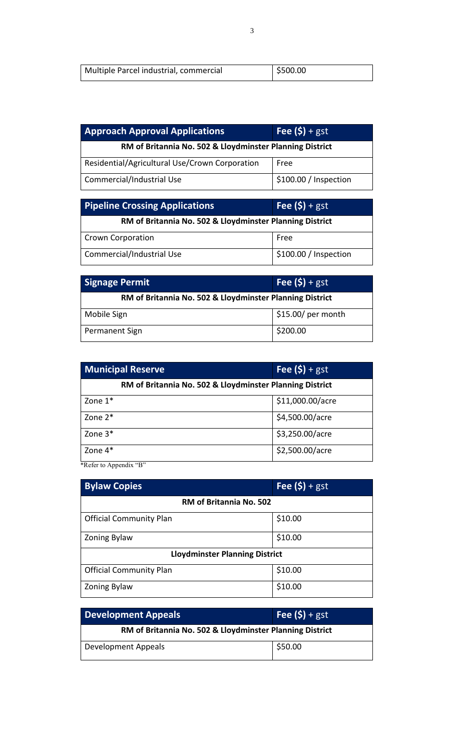| Multiple Parcel industrial, commercial | $500.00 |
|---|---|

| **Approach Approval Applications** | **Fee ($)** + gst |
|---|---|
| **RM of Britannia No. 502 & Lloydminster Planning District** | |
| Residential/Agricultural Use/Crown Corporation | Free |
| Commercial/Industrial Use | $100.00 / Inspection |

| **Pipeline Crossing Applications** | **Fee ($)** + gst |
|---|---|
| **RM of Britannia No. 502 & Lloydminster Planning District** | |
| Crown Corporation | Free |
| Commercial/Industrial Use | $100.00 / Inspection |

| **Signage Permit** | **Fee ($)** + gst |
|---|---|
| **RM of Britannia No. 502 & Lloydminster Planning District** | |
| Mobile Sign | $15.00/ per month |
| Permanent Sign | $200.00 |

| **Municipal Reserve** | **Fee ($)** + gst |
|---|---|
| **RM of Britannia No. 502 & Lloydminster Planning District** | |
| Zone 1* | $11,000.00/acre |
| Zone 2* | $4,500.00/acre |
| Zone 3* | $3,250.00/acre |
| Zone 4* | $2,500.00/acre |

*Refer to Appendix "B"

| **Bylaw Copies** | **Fee ($)** + gst |
|---|---|
| **RM of Britannia No. 502** | |
| Official Community Plan | $10.00 |
| Zoning Bylaw | $10.00 |
| **Lloydminster Planning District** | |
| Official Community Plan | $10.00 |
| Zoning Bylaw | $10.00 |

| **Development Appeals** | **Fee ($)** + gst |
|---|---|
| **RM of Britannia No. 502 & Lloydminster Planning District** | |
| Development Appeals | $50.00 |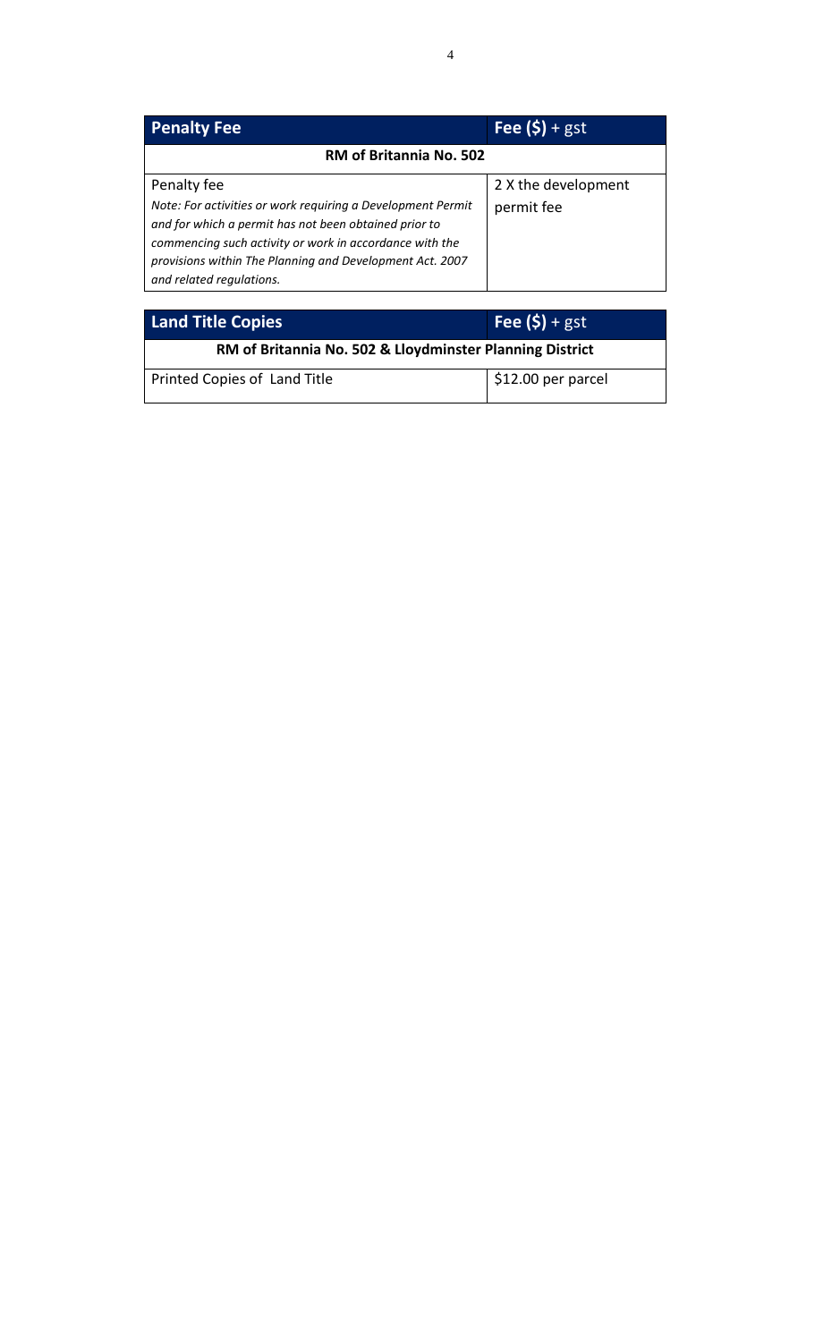| **Penalty Fee** | **Fee ($)** + gst |
| --- | --- |
| **RM of Britannia No. 502** | |
| Penalty fee<br>*Note: For activities or work requiring a Development Permit and for which a permit has not been obtained prior to commencing such activity or work in accordance with the provisions within The Planning and Development Act. 2007 and related regulations.* | 2 X the development permit fee |

| **Land Title Copies** | **Fee ($)** + gst |
| --- | --- |
| **RM of Britannia No. 502 & Lloydminster Planning District** | |
| Printed Copies of Land Title | $12.00 per parcel |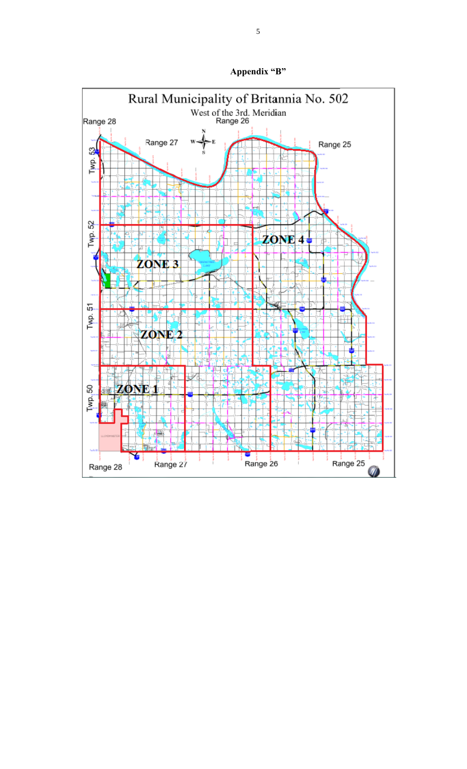**Appendix "B"**

Rural Municipality of Britannia No. 502

West of the 3rd. Meridian

Range 28

Range 26

Range 27

Range 25

Twp. 53

Twp. 52

Twp. 51

Twp. 50

ZONE 4

ZONE 3

ZONE 2

ZONE 1

Range 28

Range 27

Range 26

Range 25